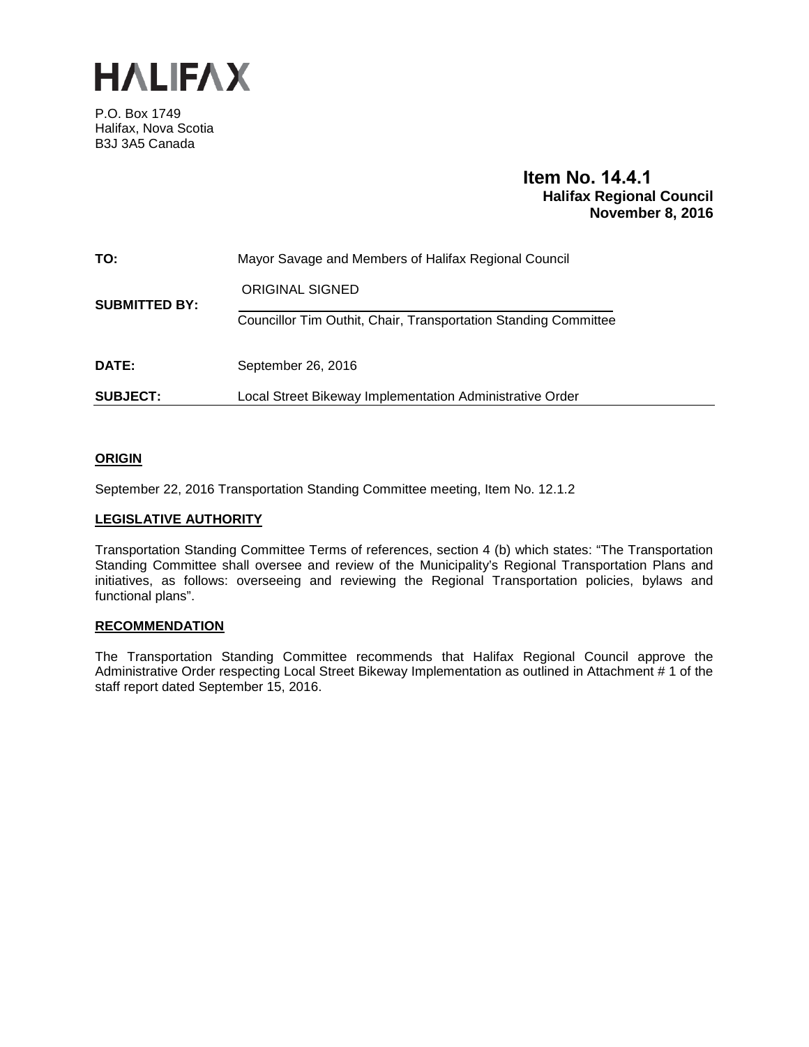# HALIFAX

P.O. Box 1749
Halifax, Nova Scotia
B3J 3A5 Canada

**Item No. 14.4.1**
**Halifax Regional Council**
**November 8, 2016**

| | |
|---|---|
| **TO:** | Mayor Savage and Members of Halifax Regional Council |
| **SUBMITTED BY:** | ORIGINAL SIGNED<br>Councillor Tim Outhit, Chair, Transportation Standing Committee |
| **DATE:** | September 26, 2016 |
| **SUBJECT:** | Local Street Bikeway Implementation Administrative Order |

## ORIGIN

September 22, 2016 Transportation Standing Committee meeting, Item No. 12.1.2

## LEGISLATIVE AUTHORITY

Transportation Standing Committee Terms of references, section 4 (b) which states: "The Transportation Standing Committee shall oversee and review of the Municipality's Regional Transportation Plans and initiatives, as follows: overseeing and reviewing the Regional Transportation policies, bylaws and functional plans".

## RECOMMENDATION

The Transportation Standing Committee recommends that Halifax Regional Council approve the Administrative Order respecting Local Street Bikeway Implementation as outlined in Attachment # 1 of the staff report dated September 15, 2016.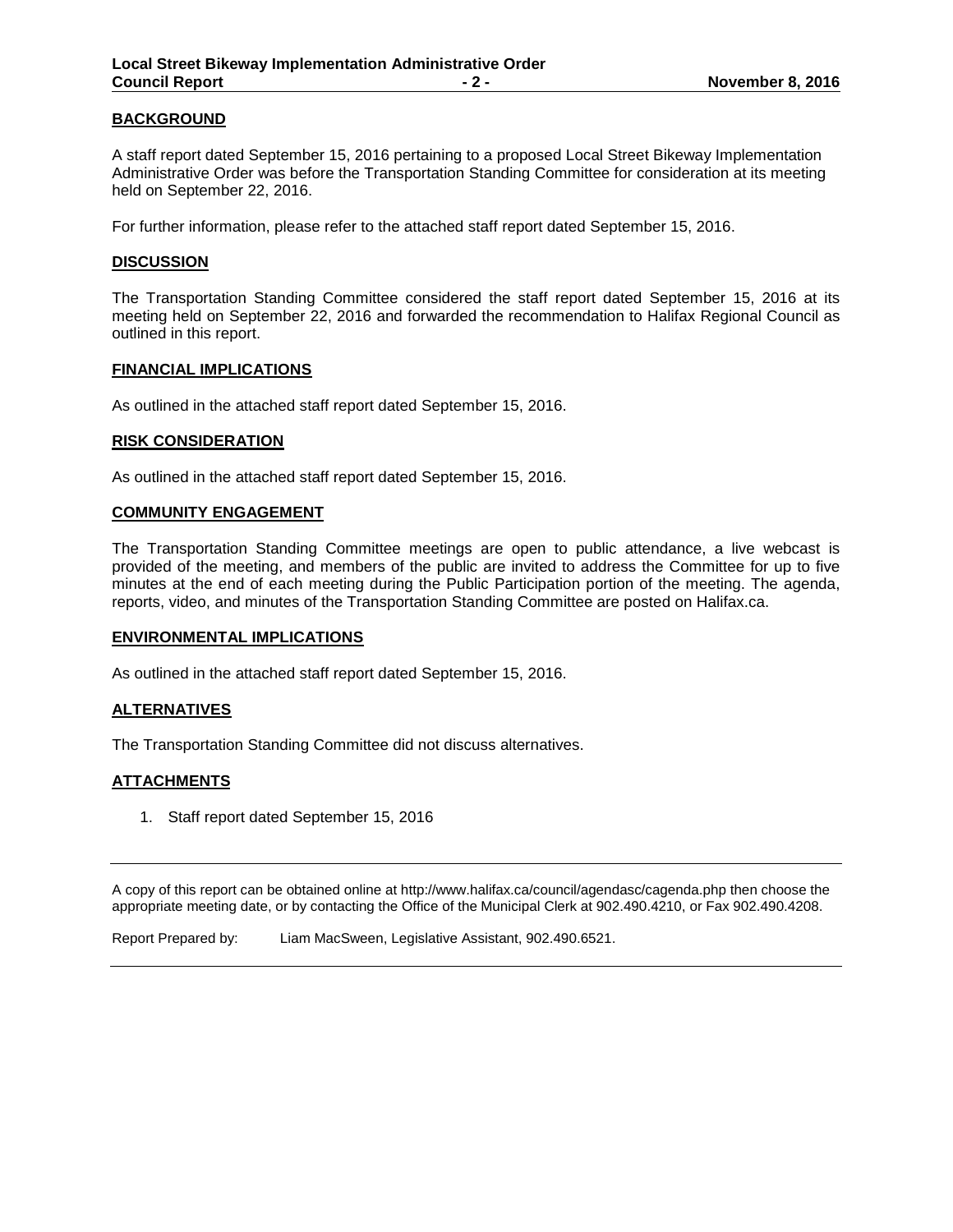## BACKGROUND

A staff report dated September 15, 2016 pertaining to a proposed Local Street Bikeway Implementation Administrative Order was before the Transportation Standing Committee for consideration at its meeting held on September 22, 2016.

For further information, please refer to the attached staff report dated September 15, 2016.

## DISCUSSION

The Transportation Standing Committee considered the staff report dated September 15, 2016 at its meeting held on September 22, 2016 and forwarded the recommendation to Halifax Regional Council as outlined in this report.

## FINANCIAL IMPLICATIONS

As outlined in the attached staff report dated September 15, 2016.

## RISK CONSIDERATION

As outlined in the attached staff report dated September 15, 2016.

## COMMUNITY ENGAGEMENT

The Transportation Standing Committee meetings are open to public attendance, a live webcast is provided of the meeting, and members of the public are invited to address the Committee for up to five minutes at the end of each meeting during the Public Participation portion of the meeting. The agenda, reports, video, and minutes of the Transportation Standing Committee are posted on Halifax.ca.

## ENVIRONMENTAL IMPLICATIONS

As outlined in the attached staff report dated September 15, 2016.

## ALTERNATIVES

The Transportation Standing Committee did not discuss alternatives.

## ATTACHMENTS

1. Staff report dated September 15, 2016

---

A copy of this report can be obtained online at http://www.halifax.ca/council/agendasc/cagenda.php then choose the appropriate meeting date, or by contacting the Office of the Municipal Clerk at 902.490.4210, or Fax 902.490.4208.

Report Prepared by: Liam MacSween, Legislative Assistant, 902.490.6521.

---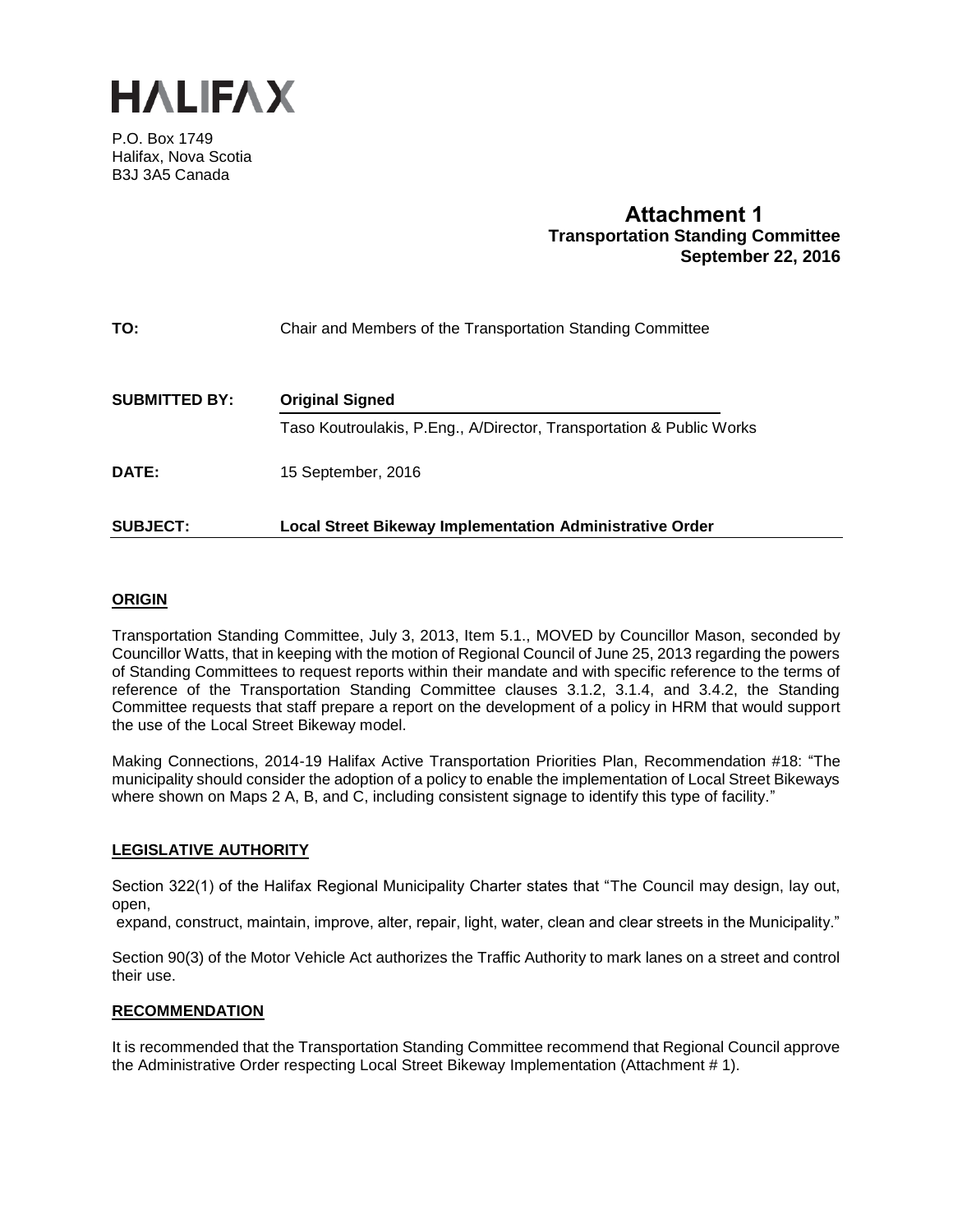**HALIFAX**

P.O. Box 1749
Halifax, Nova Scotia
B3J 3A5 Canada

**Attachment 1**
**Transportation Standing Committee**
**September 22, 2016**

**TO:** Chair and Members of the Transportation Standing Committee

**SUBMITTED BY:** **Original Signed**

Taso Koutroulakis, P.Eng., A/Director, Transportation & Public Works

**DATE:** 15 September, 2016

**SUBJECT:** **Local Street Bikeway Implementation Administrative Order**

## ORIGIN

Transportation Standing Committee, July 3, 2013, Item 5.1., MOVED by Councillor Mason, seconded by Councillor Watts, that in keeping with the motion of Regional Council of June 25, 2013 regarding the powers of Standing Committees to request reports within their mandate and with specific reference to the terms of reference of the Transportation Standing Committee clauses 3.1.2, 3.1.4, and 3.4.2, the Standing Committee requests that staff prepare a report on the development of a policy in HRM that would support the use of the Local Street Bikeway model.

Making Connections, 2014-19 Halifax Active Transportation Priorities Plan, Recommendation #18: "The municipality should consider the adoption of a policy to enable the implementation of Local Street Bikeways where shown on Maps 2 A, B, and C, including consistent signage to identify this type of facility."

## LEGISLATIVE AUTHORITY

Section 322(1) of the Halifax Regional Municipality Charter states that "The Council may design, lay out, open,
expand, construct, maintain, improve, alter, repair, light, water, clean and clear streets in the Municipality."

Section 90(3) of the Motor Vehicle Act authorizes the Traffic Authority to mark lanes on a street and control their use.

## RECOMMENDATION

It is recommended that the Transportation Standing Committee recommend that Regional Council approve the Administrative Order respecting Local Street Bikeway Implementation (Attachment # 1).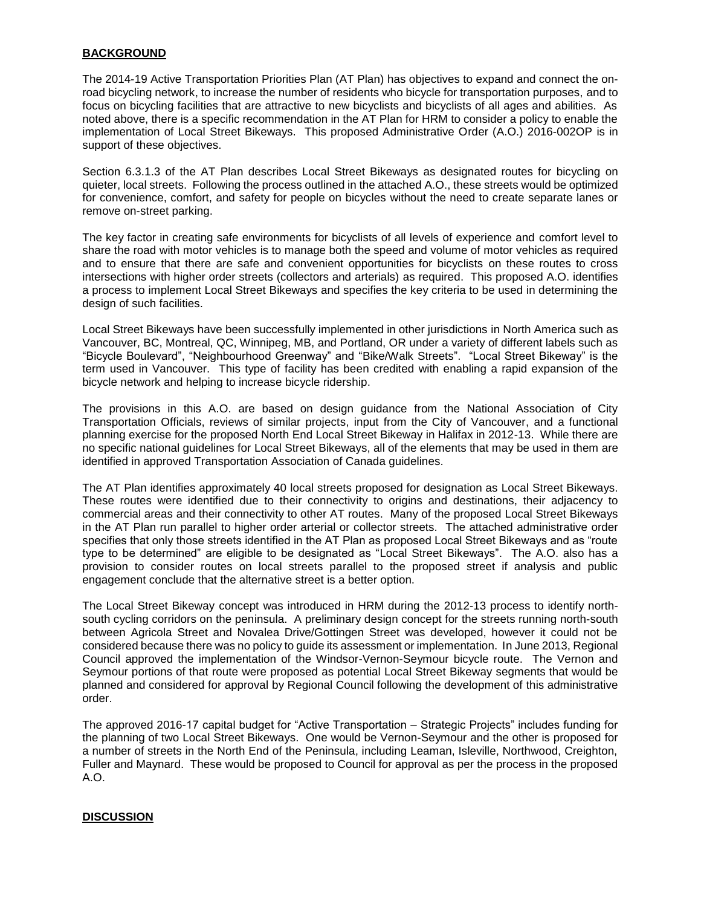## BACKGROUND

The 2014-19 Active Transportation Priorities Plan (AT Plan) has objectives to expand and connect the on-road bicycling network, to increase the number of residents who bicycle for transportation purposes, and to focus on bicycling facilities that are attractive to new bicyclists and bicyclists of all ages and abilities. As noted above, there is a specific recommendation in the AT Plan for HRM to consider a policy to enable the implementation of Local Street Bikeways. This proposed Administrative Order (A.O.) 2016-002OP is in support of these objectives.

Section 6.3.1.3 of the AT Plan describes Local Street Bikeways as designated routes for bicycling on quieter, local streets. Following the process outlined in the attached A.O., these streets would be optimized for convenience, comfort, and safety for people on bicycles without the need to create separate lanes or remove on-street parking.

The key factor in creating safe environments for bicyclists of all levels of experience and comfort level to share the road with motor vehicles is to manage both the speed and volume of motor vehicles as required and to ensure that there are safe and convenient opportunities for bicyclists on these routes to cross intersections with higher order streets (collectors and arterials) as required. This proposed A.O. identifies a process to implement Local Street Bikeways and specifies the key criteria to be used in determining the design of such facilities.

Local Street Bikeways have been successfully implemented in other jurisdictions in North America such as Vancouver, BC, Montreal, QC, Winnipeg, MB, and Portland, OR under a variety of different labels such as "Bicycle Boulevard", "Neighbourhood Greenway" and "Bike/Walk Streets". "Local Street Bikeway" is the term used in Vancouver. This type of facility has been credited with enabling a rapid expansion of the bicycle network and helping to increase bicycle ridership.

The provisions in this A.O. are based on design guidance from the National Association of City Transportation Officials, reviews of similar projects, input from the City of Vancouver, and a functional planning exercise for the proposed North End Local Street Bikeway in Halifax in 2012-13. While there are no specific national guidelines for Local Street Bikeways, all of the elements that may be used in them are identified in approved Transportation Association of Canada guidelines.

The AT Plan identifies approximately 40 local streets proposed for designation as Local Street Bikeways. These routes were identified due to their connectivity to origins and destinations, their adjacency to commercial areas and their connectivity to other AT routes. Many of the proposed Local Street Bikeways in the AT Plan run parallel to higher order arterial or collector streets. The attached administrative order specifies that only those streets identified in the AT Plan as proposed Local Street Bikeways and as "route type to be determined" are eligible to be designated as "Local Street Bikeways". The A.O. also has a provision to consider routes on local streets parallel to the proposed street if analysis and public engagement conclude that the alternative street is a better option.

The Local Street Bikeway concept was introduced in HRM during the 2012-13 process to identify north-south cycling corridors on the peninsula. A preliminary design concept for the streets running north-south between Agricola Street and Novalea Drive/Gottingen Street was developed, however it could not be considered because there was no policy to guide its assessment or implementation. In June 2013, Regional Council approved the implementation of the Windsor-Vernon-Seymour bicycle route. The Vernon and Seymour portions of that route were proposed as potential Local Street Bikeway segments that would be planned and considered for approval by Regional Council following the development of this administrative order.

The approved 2016-17 capital budget for "Active Transportation – Strategic Projects" includes funding for the planning of two Local Street Bikeways. One would be Vernon-Seymour and the other is proposed for a number of streets in the North End of the Peninsula, including Leaman, Isleville, Northwood, Creighton, Fuller and Maynard. These would be proposed to Council for approval as per the process in the proposed A.O.

## DISCUSSION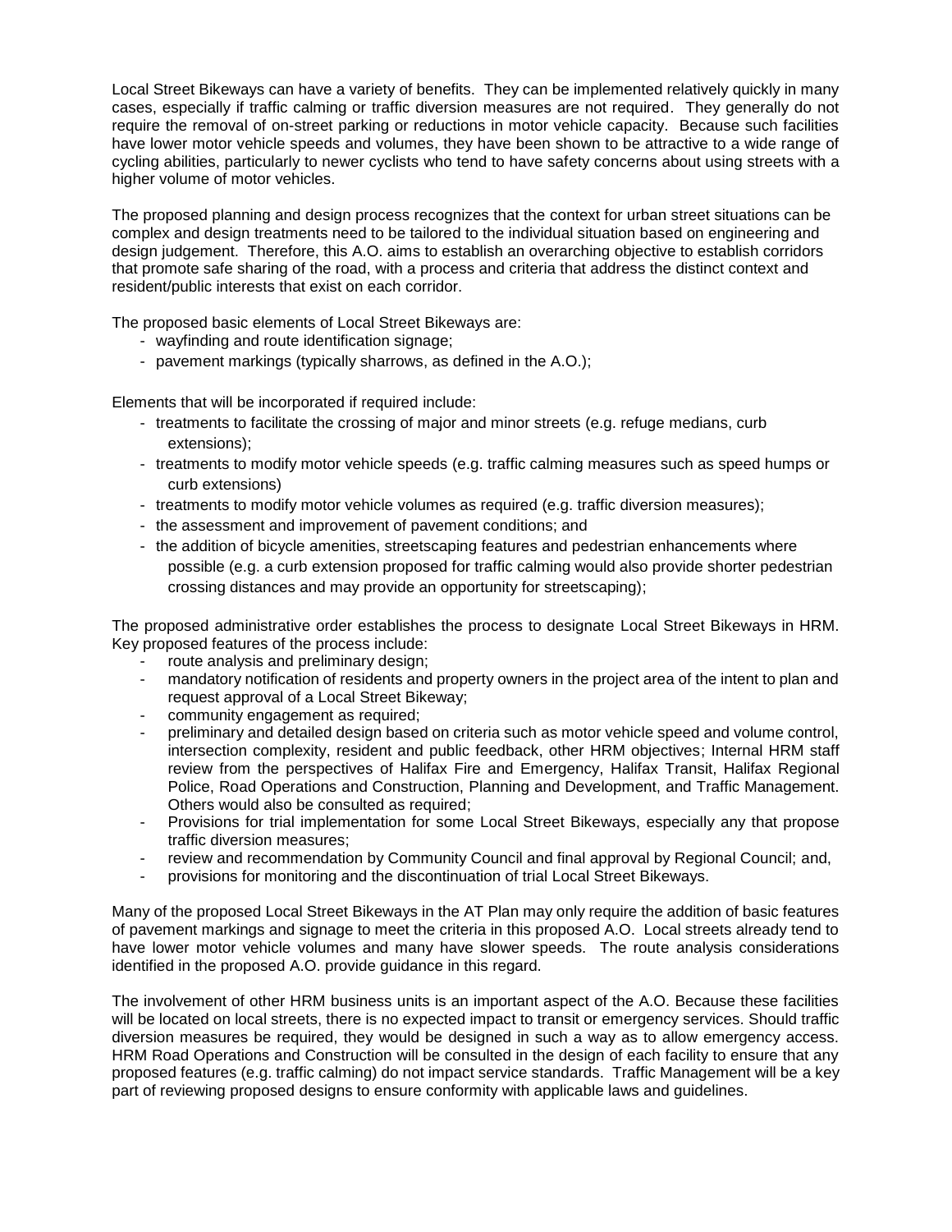Local Street Bikeways can have a variety of benefits. They can be implemented relatively quickly in many cases, especially if traffic calming or traffic diversion measures are not required. They generally do not require the removal of on-street parking or reductions in motor vehicle capacity. Because such facilities have lower motor vehicle speeds and volumes, they have been shown to be attractive to a wide range of cycling abilities, particularly to newer cyclists who tend to have safety concerns about using streets with a higher volume of motor vehicles.

The proposed planning and design process recognizes that the context for urban street situations can be complex and design treatments need to be tailored to the individual situation based on engineering and design judgement. Therefore, this A.O. aims to establish an overarching objective to establish corridors that promote safe sharing of the road, with a process and criteria that address the distinct context and resident/public interests that exist on each corridor.

The proposed basic elements of Local Street Bikeways are:

- wayfinding and route identification signage;
- pavement markings (typically sharrows, as defined in the A.O.);

Elements that will be incorporated if required include:

- treatments to facilitate the crossing of major and minor streets (e.g. refuge medians, curb extensions);
- treatments to modify motor vehicle speeds (e.g. traffic calming measures such as speed humps or curb extensions)
- treatments to modify motor vehicle volumes as required (e.g. traffic diversion measures);
- the assessment and improvement of pavement conditions; and
- the addition of bicycle amenities, streetscaping features and pedestrian enhancements where possible (e.g. a curb extension proposed for traffic calming would also provide shorter pedestrian crossing distances and may provide an opportunity for streetscaping);

The proposed administrative order establishes the process to designate Local Street Bikeways in HRM. Key proposed features of the process include:

- route analysis and preliminary design;
- mandatory notification of residents and property owners in the project area of the intent to plan and request approval of a Local Street Bikeway;
- community engagement as required;
- preliminary and detailed design based on criteria such as motor vehicle speed and volume control, intersection complexity, resident and public feedback, other HRM objectives; Internal HRM staff review from the perspectives of Halifax Fire and Emergency, Halifax Transit, Halifax Regional Police, Road Operations and Construction, Planning and Development, and Traffic Management. Others would also be consulted as required;
- Provisions for trial implementation for some Local Street Bikeways, especially any that propose traffic diversion measures;
- review and recommendation by Community Council and final approval by Regional Council; and,
- provisions for monitoring and the discontinuation of trial Local Street Bikeways.

Many of the proposed Local Street Bikeways in the AT Plan may only require the addition of basic features of pavement markings and signage to meet the criteria in this proposed A.O. Local streets already tend to have lower motor vehicle volumes and many have slower speeds. The route analysis considerations identified in the proposed A.O. provide guidance in this regard.

The involvement of other HRM business units is an important aspect of the A.O. Because these facilities will be located on local streets, there is no expected impact to transit or emergency services. Should traffic diversion measures be required, they would be designed in such a way as to allow emergency access. HRM Road Operations and Construction will be consulted in the design of each facility to ensure that any proposed features (e.g. traffic calming) do not impact service standards. Traffic Management will be a key part of reviewing proposed designs to ensure conformity with applicable laws and guidelines.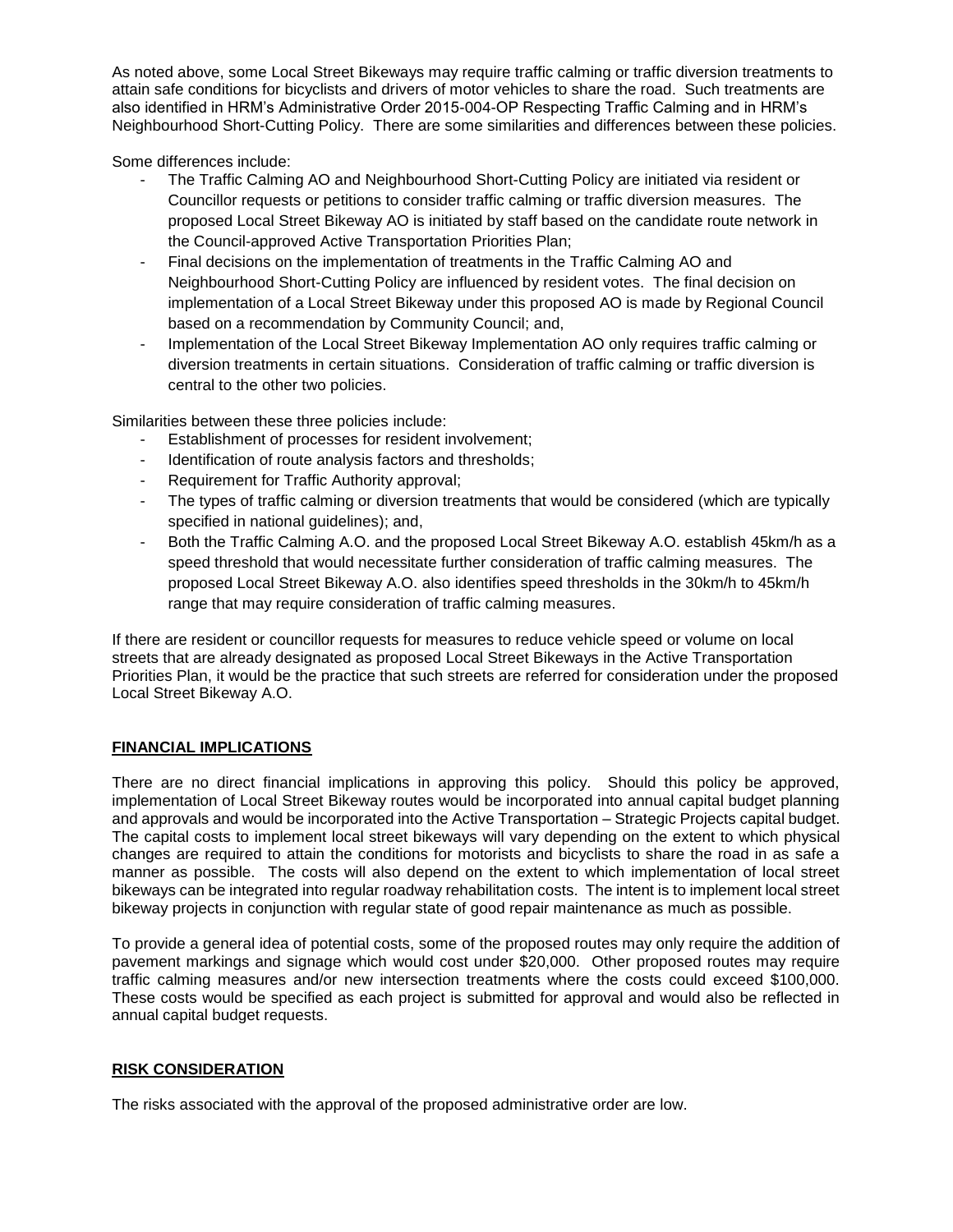As noted above, some Local Street Bikeways may require traffic calming or traffic diversion treatments to attain safe conditions for bicyclists and drivers of motor vehicles to share the road. Such treatments are also identified in HRM's Administrative Order 2015-004-OP Respecting Traffic Calming and in HRM's Neighbourhood Short-Cutting Policy. There are some similarities and differences between these policies.

Some differences include:

- The Traffic Calming AO and Neighbourhood Short-Cutting Policy are initiated via resident or Councillor requests or petitions to consider traffic calming or traffic diversion measures. The proposed Local Street Bikeway AO is initiated by staff based on the candidate route network in the Council-approved Active Transportation Priorities Plan;
- Final decisions on the implementation of treatments in the Traffic Calming AO and Neighbourhood Short-Cutting Policy are influenced by resident votes. The final decision on implementation of a Local Street Bikeway under this proposed AO is made by Regional Council based on a recommendation by Community Council; and,
- Implementation of the Local Street Bikeway Implementation AO only requires traffic calming or diversion treatments in certain situations. Consideration of traffic calming or traffic diversion is central to the other two policies.

Similarities between these three policies include:

- Establishment of processes for resident involvement;
- Identification of route analysis factors and thresholds;
- Requirement for Traffic Authority approval;
- The types of traffic calming or diversion treatments that would be considered (which are typically specified in national guidelines); and,
- Both the Traffic Calming A.O. and the proposed Local Street Bikeway A.O. establish 45km/h as a speed threshold that would necessitate further consideration of traffic calming measures. The proposed Local Street Bikeway A.O. also identifies speed thresholds in the 30km/h to 45km/h range that may require consideration of traffic calming measures.

If there are resident or councillor requests for measures to reduce vehicle speed or volume on local streets that are already designated as proposed Local Street Bikeways in the Active Transportation Priorities Plan, it would be the practice that such streets are referred for consideration under the proposed Local Street Bikeway A.O.

## FINANCIAL IMPLICATIONS

There are no direct financial implications in approving this policy. Should this policy be approved, implementation of Local Street Bikeway routes would be incorporated into annual capital budget planning and approvals and would be incorporated into the Active Transportation – Strategic Projects capital budget. The capital costs to implement local street bikeways will vary depending on the extent to which physical changes are required to attain the conditions for motorists and bicyclists to share the road in as safe a manner as possible. The costs will also depend on the extent to which implementation of local street bikeways can be integrated into regular roadway rehabilitation costs. The intent is to implement local street bikeway projects in conjunction with regular state of good repair maintenance as much as possible.

To provide a general idea of potential costs, some of the proposed routes may only require the addition of pavement markings and signage which would cost under $20,000. Other proposed routes may require traffic calming measures and/or new intersection treatments where the costs could exceed $100,000. These costs would be specified as each project is submitted for approval and would also be reflected in annual capital budget requests.

## RISK CONSIDERATION

The risks associated with the approval of the proposed administrative order are low.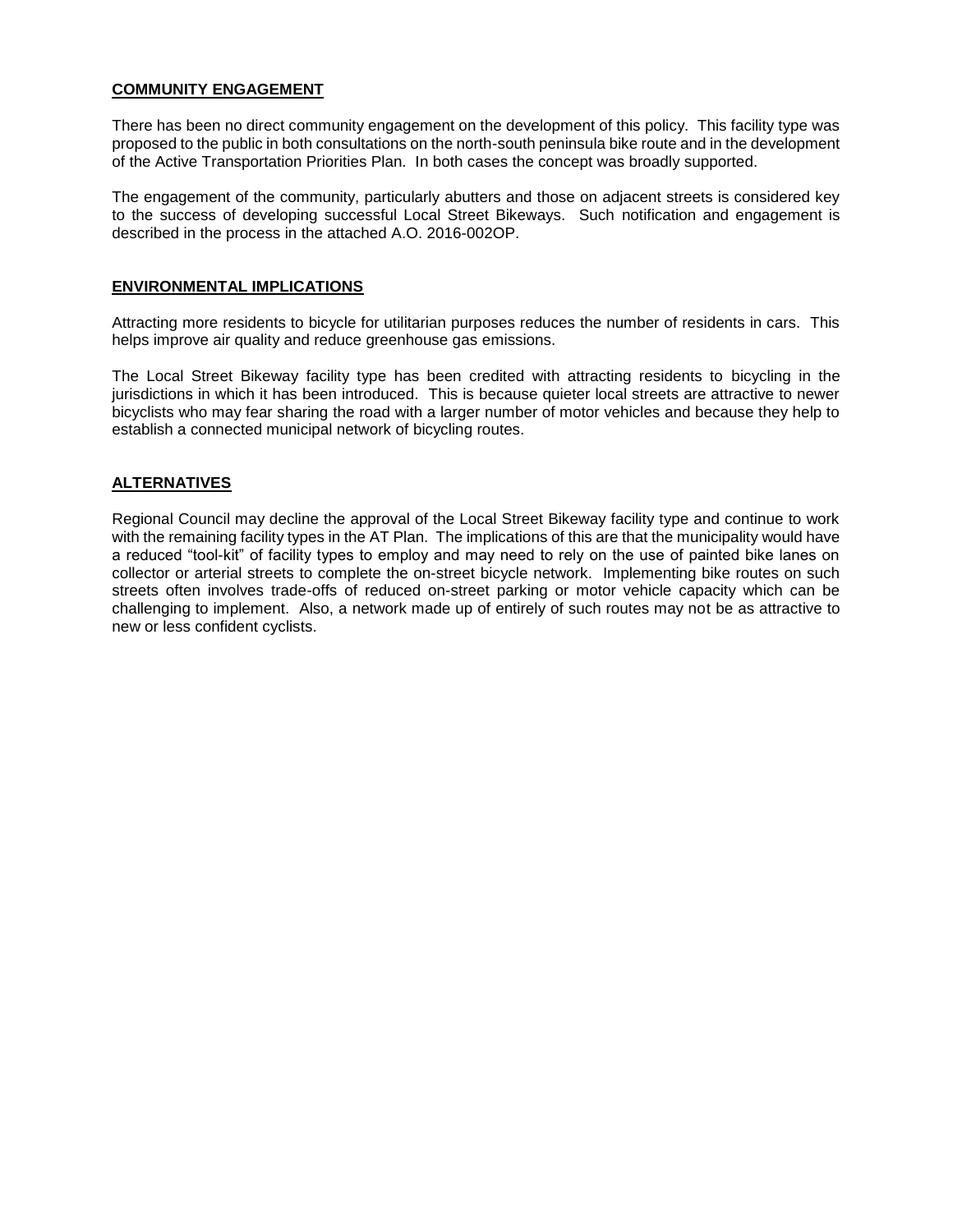## COMMUNITY ENGAGEMENT

There has been no direct community engagement on the development of this policy. This facility type was proposed to the public in both consultations on the north-south peninsula bike route and in the development of the Active Transportation Priorities Plan. In both cases the concept was broadly supported.

The engagement of the community, particularly abutters and those on adjacent streets is considered key to the success of developing successful Local Street Bikeways. Such notification and engagement is described in the process in the attached A.O. 2016-002OP.

## ENVIRONMENTAL IMPLICATIONS

Attracting more residents to bicycle for utilitarian purposes reduces the number of residents in cars. This helps improve air quality and reduce greenhouse gas emissions.

The Local Street Bikeway facility type has been credited with attracting residents to bicycling in the jurisdictions in which it has been introduced. This is because quieter local streets are attractive to newer bicyclists who may fear sharing the road with a larger number of motor vehicles and because they help to establish a connected municipal network of bicycling routes.

## ALTERNATIVES

Regional Council may decline the approval of the Local Street Bikeway facility type and continue to work with the remaining facility types in the AT Plan. The implications of this are that the municipality would have a reduced "tool-kit" of facility types to employ and may need to rely on the use of painted bike lanes on collector or arterial streets to complete the on-street bicycle network. Implementing bike routes on such streets often involves trade-offs of reduced on-street parking or motor vehicle capacity which can be challenging to implement. Also, a network made up of entirely of such routes may not be as attractive to new or less confident cyclists.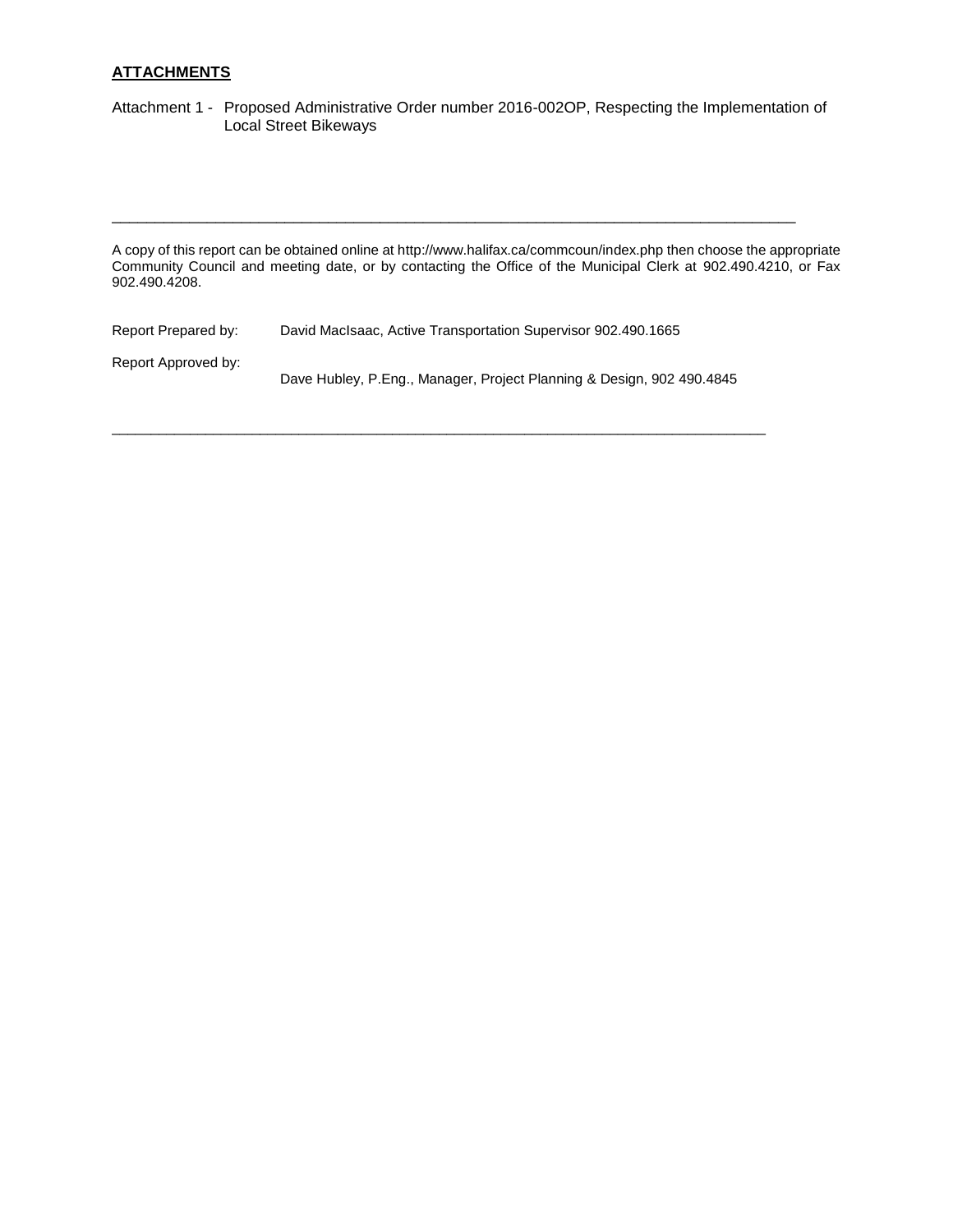## ATTACHMENTS

Attachment 1 - Proposed Administrative Order number 2016-002OP, Respecting the Implementation of Local Street Bikeways

---

A copy of this report can be obtained online at http://www.halifax.ca/commcoun/index.php then choose the appropriate Community Council and meeting date, or by contacting the Office of the Municipal Clerk at 902.490.4210, or Fax 902.490.4208.

Report Prepared by: David MacIsaac, Active Transportation Supervisor 902.490.1665

Report Approved by: Dave Hubley, P.Eng., Manager, Project Planning & Design, 902 490.4845

---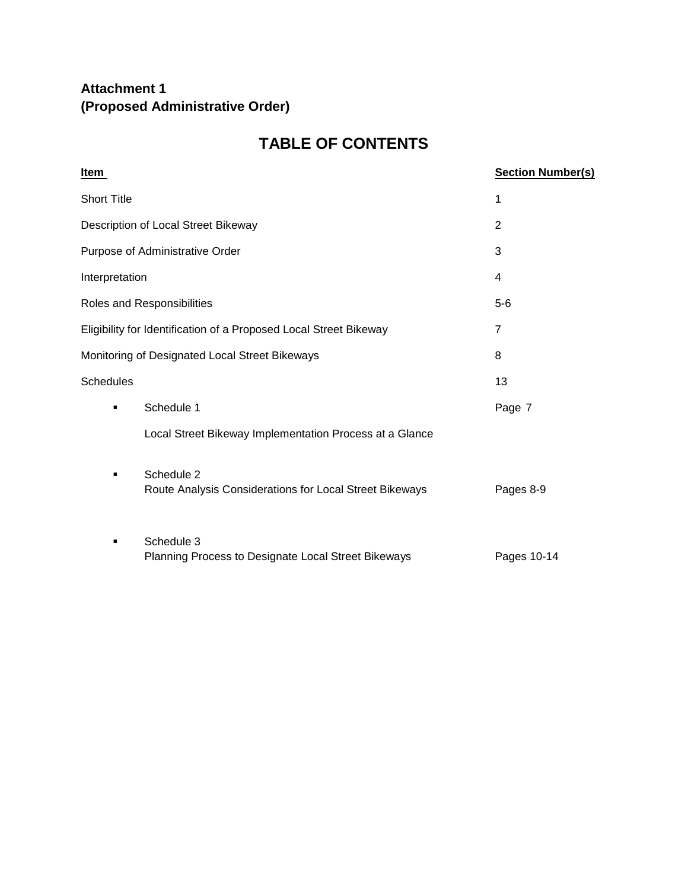**Attachment 1**
**(Proposed Administrative Order)**

# TABLE OF CONTENTS

| Item | Section Number(s) |
|---|---|
| Short Title | 1 |
| Description of Local Street Bikeway | 2 |
| Purpose of Administrative Order | 3 |
| Interpretation | 4 |
| Roles and Responsibilities | 5-6 |
| Eligibility for Identification of a Proposed Local Street Bikeway | 7 |
| Monitoring of Designated Local Street Bikeways | 8 |
| Schedules | 13 |
| ▪ Schedule 1<br>Local Street Bikeway Implementation Process at a Glance | Page 7 |
| ▪ Schedule 2<br>Route Analysis Considerations for Local Street Bikeways | Pages 8-9 |
| ▪ Schedule 3<br>Planning Process to Designate Local Street Bikeways | Pages 10-14 |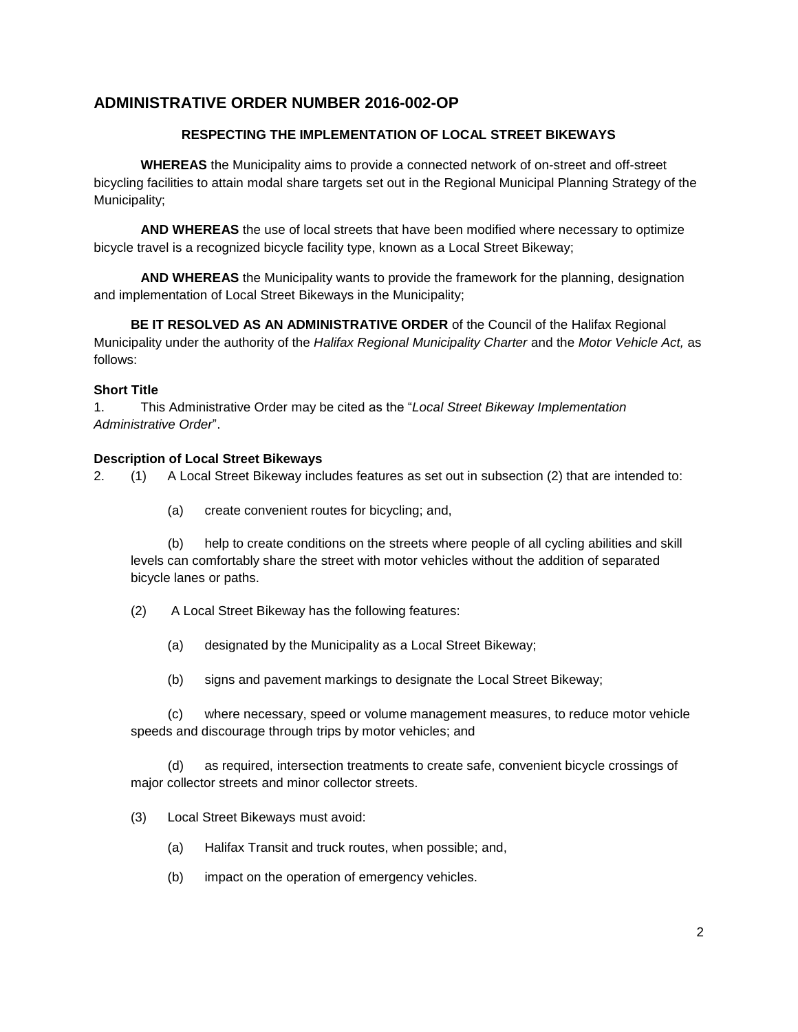## ADMINISTRATIVE ORDER NUMBER 2016-002-OP

### RESPECTING THE IMPLEMENTATION OF LOCAL STREET BIKEWAYS

**WHEREAS** the Municipality aims to provide a connected network of on-street and off-street bicycling facilities to attain modal share targets set out in the Regional Municipal Planning Strategy of the Municipality;

**AND WHEREAS** the use of local streets that have been modified where necessary to optimize bicycle travel is a recognized bicycle facility type, known as a Local Street Bikeway;

**AND WHEREAS** the Municipality wants to provide the framework for the planning, designation and implementation of Local Street Bikeways in the Municipality;

**BE IT RESOLVED AS AN ADMINISTRATIVE ORDER** of the Council of the Halifax Regional Municipality under the authority of the *Halifax Regional Municipality Charter* and the *Motor Vehicle Act,* as follows:

**Short Title**

1. This Administrative Order may be cited as the "*Local Street Bikeway Implementation Administrative Order*".

**Description of Local Street Bikeways**

2. (1) A Local Street Bikeway includes features as set out in subsection (2) that are intended to:

(a) create convenient routes for bicycling; and,

(b) help to create conditions on the streets where people of all cycling abilities and skill levels can comfortably share the street with motor vehicles without the addition of separated bicycle lanes or paths.

(2) A Local Street Bikeway has the following features:

(a) designated by the Municipality as a Local Street Bikeway;

(b) signs and pavement markings to designate the Local Street Bikeway;

(c) where necessary, speed or volume management measures, to reduce motor vehicle speeds and discourage through trips by motor vehicles; and

(d) as required, intersection treatments to create safe, convenient bicycle crossings of major collector streets and minor collector streets.

(3) Local Street Bikeways must avoid:

(a) Halifax Transit and truck routes, when possible; and,

(b) impact on the operation of emergency vehicles.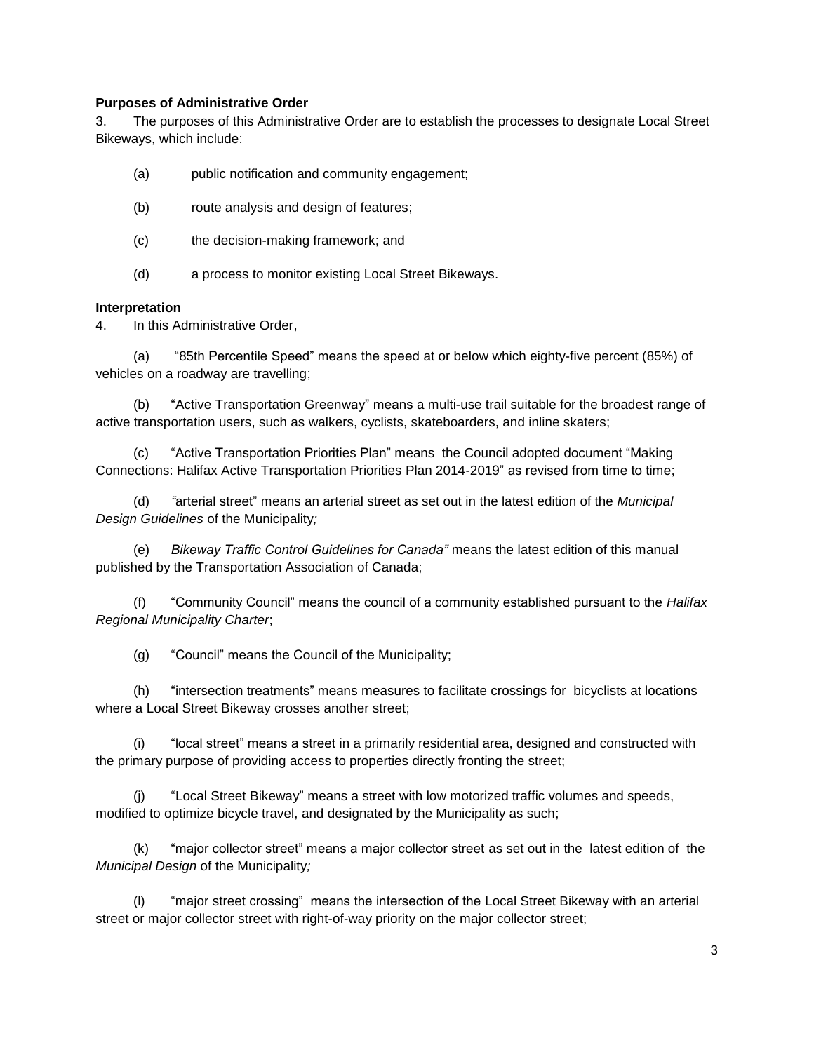**Purposes of Administrative Order**

3. The purposes of this Administrative Order are to establish the processes to designate Local Street Bikeways, which include:

(a) public notification and community engagement;

(b) route analysis and design of features;

(c) the decision-making framework; and

(d) a process to monitor existing Local Street Bikeways.

**Interpretation**

4. In this Administrative Order,

(a) "85th Percentile Speed" means the speed at or below which eighty-five percent (85%) of vehicles on a roadway are travelling;

(b) "Active Transportation Greenway" means a multi-use trail suitable for the broadest range of active transportation users, such as walkers, cyclists, skateboarders, and inline skaters;

(c) "Active Transportation Priorities Plan" means the Council adopted document "Making Connections: Halifax Active Transportation Priorities Plan 2014-2019" as revised from time to time;

(d) "arterial street" means an arterial street as set out in the latest edition of the *Municipal Design Guidelines* of the Municipality;

(e) *Bikeway Traffic Control Guidelines for Canada"* means the latest edition of this manual published by the Transportation Association of Canada;

(f) "Community Council" means the council of a community established pursuant to the *Halifax Regional Municipality Charter*;

(g) "Council" means the Council of the Municipality;

(h) "intersection treatments" means measures to facilitate crossings for bicyclists at locations where a Local Street Bikeway crosses another street;

(i) "local street" means a street in a primarily residential area, designed and constructed with the primary purpose of providing access to properties directly fronting the street;

(j) "Local Street Bikeway" means a street with low motorized traffic volumes and speeds, modified to optimize bicycle travel, and designated by the Municipality as such;

(k) "major collector street" means a major collector street as set out in the latest edition of the *Municipal Design* of the Municipality;

(l) "major street crossing" means the intersection of the Local Street Bikeway with an arterial street or major collector street with right-of-way priority on the major collector street;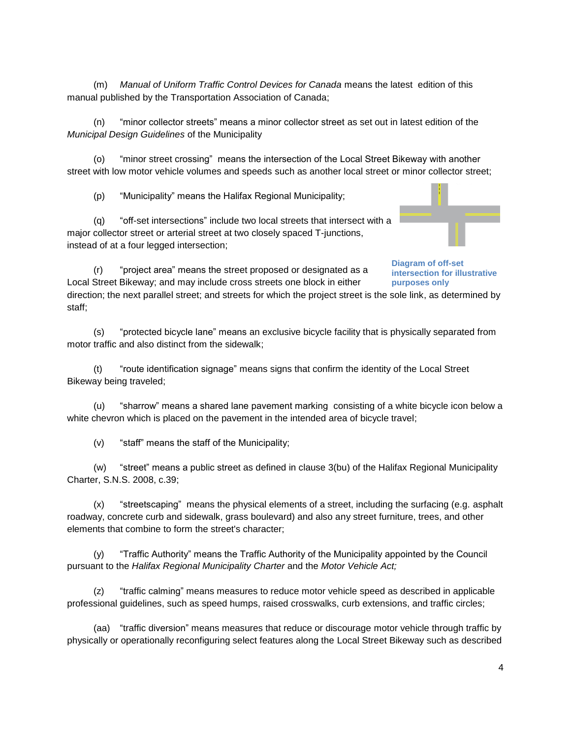(m) *Manual of Uniform Traffic Control Devices for Canada* means the latest edition of this manual published by the Transportation Association of Canada;

(n) "minor collector streets" means a minor collector street as set out in latest edition of the *Municipal Design Guidelines* of the Municipality

(o) "minor street crossing" means the intersection of the Local Street Bikeway with another street with low motor vehicle volumes and speeds such as another local street or minor collector street;

(p) "Municipality" means the Halifax Regional Municipality;

(q) "off-set intersections" include two local streets that intersect with a major collector street or arterial street at two closely spaced T-junctions, instead of at a four legged intersection;

**Diagram of off-set intersection for illustrative purposes only**

(r) "project area" means the street proposed or designated as a Local Street Bikeway; and may include cross streets one block in either direction; the next parallel street; and streets for which the project street is the sole link, as determined by staff;

(s) "protected bicycle lane" means an exclusive bicycle facility that is physically separated from motor traffic and also distinct from the sidewalk;

(t) "route identification signage" means signs that confirm the identity of the Local Street Bikeway being traveled;

(u) "sharrow" means a shared lane pavement marking consisting of a white bicycle icon below a white chevron which is placed on the pavement in the intended area of bicycle travel;

(v) "staff" means the staff of the Municipality;

(w) "street" means a public street as defined in clause 3(bu) of the Halifax Regional Municipality Charter, S.N.S. 2008, c.39;

(x) "streetscaping" means the physical elements of a street, including the surfacing (e.g. asphalt roadway, concrete curb and sidewalk, grass boulevard) and also any street furniture, trees, and other elements that combine to form the street's character;

(y) "Traffic Authority" means the Traffic Authority of the Municipality appointed by the Council pursuant to the *Halifax Regional Municipality Charter* and the *Motor Vehicle Act;*

(z) "traffic calming" means measures to reduce motor vehicle speed as described in applicable professional guidelines, such as speed humps, raised crosswalks, curb extensions, and traffic circles;

(aa) "traffic diversion" means measures that reduce or discourage motor vehicle through traffic by physically or operationally reconfiguring select features along the Local Street Bikeway such as described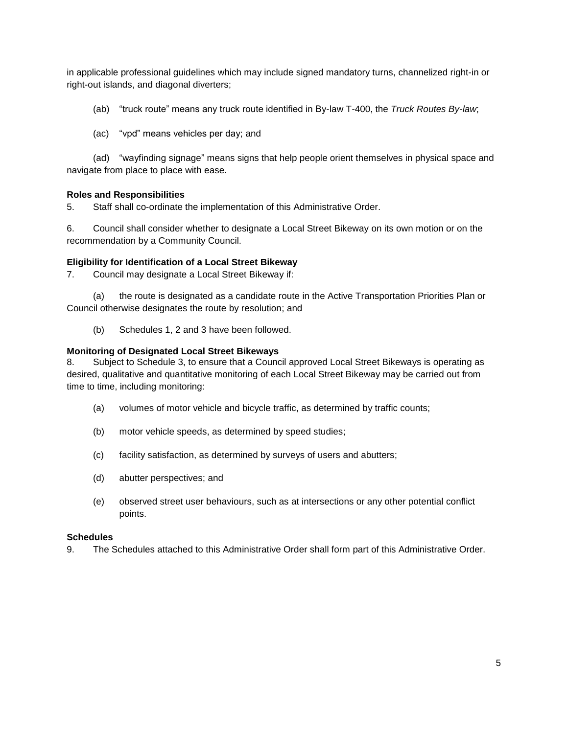in applicable professional guidelines which may include signed mandatory turns, channelized right-in or right-out islands, and diagonal diverters;

(ab) "truck route" means any truck route identified in By-law T-400, the *Truck Routes By-law*;

(ac) "vpd" means vehicles per day; and

(ad) "wayfinding signage" means signs that help people orient themselves in physical space and navigate from place to place with ease.

**Roles and Responsibilities**

5. Staff shall co-ordinate the implementation of this Administrative Order.

6. Council shall consider whether to designate a Local Street Bikeway on its own motion or on the recommendation by a Community Council.

**Eligibility for Identification of a Local Street Bikeway**

7. Council may designate a Local Street Bikeway if:

(a) the route is designated as a candidate route in the Active Transportation Priorities Plan or Council otherwise designates the route by resolution; and

(b) Schedules 1, 2 and 3 have been followed.

**Monitoring of Designated Local Street Bikeways**

8. Subject to Schedule 3, to ensure that a Council approved Local Street Bikeways is operating as desired, qualitative and quantitative monitoring of each Local Street Bikeway may be carried out from time to time, including monitoring:

(a) volumes of motor vehicle and bicycle traffic, as determined by traffic counts;

(b) motor vehicle speeds, as determined by speed studies;

(c) facility satisfaction, as determined by surveys of users and abutters;

(d) abutter perspectives; and

(e) observed street user behaviours, such as at intersections or any other potential conflict points.

**Schedules**

9. The Schedules attached to this Administrative Order shall form part of this Administrative Order.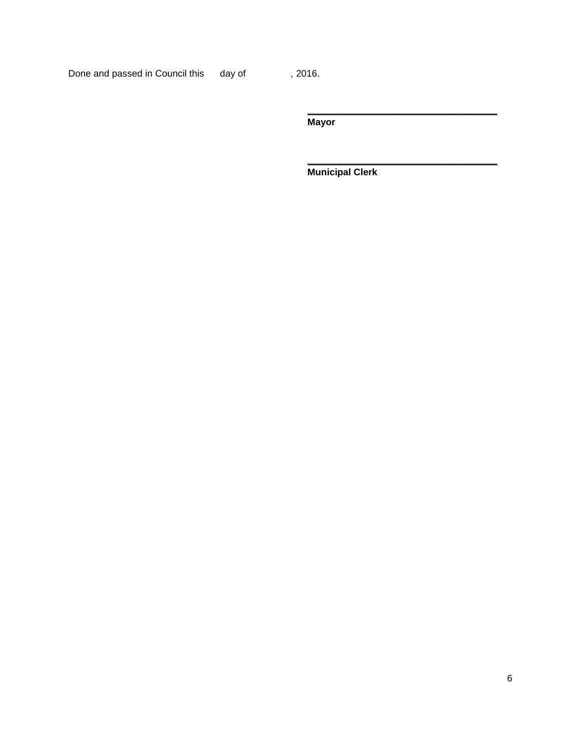Done and passed in Council this day of , 2016.

\_\_\_\_\_\_\_\_\_\_\_\_\_\_\_\_\_\_\_\_\_\_\_\_\_\_\_\_\_\_\_\_\_\_\_
**Mayor**

\_\_\_\_\_\_\_\_\_\_\_\_\_\_\_\_\_\_\_\_\_\_\_\_\_\_\_\_\_\_\_\_\_\_\_
**Municipal Clerk**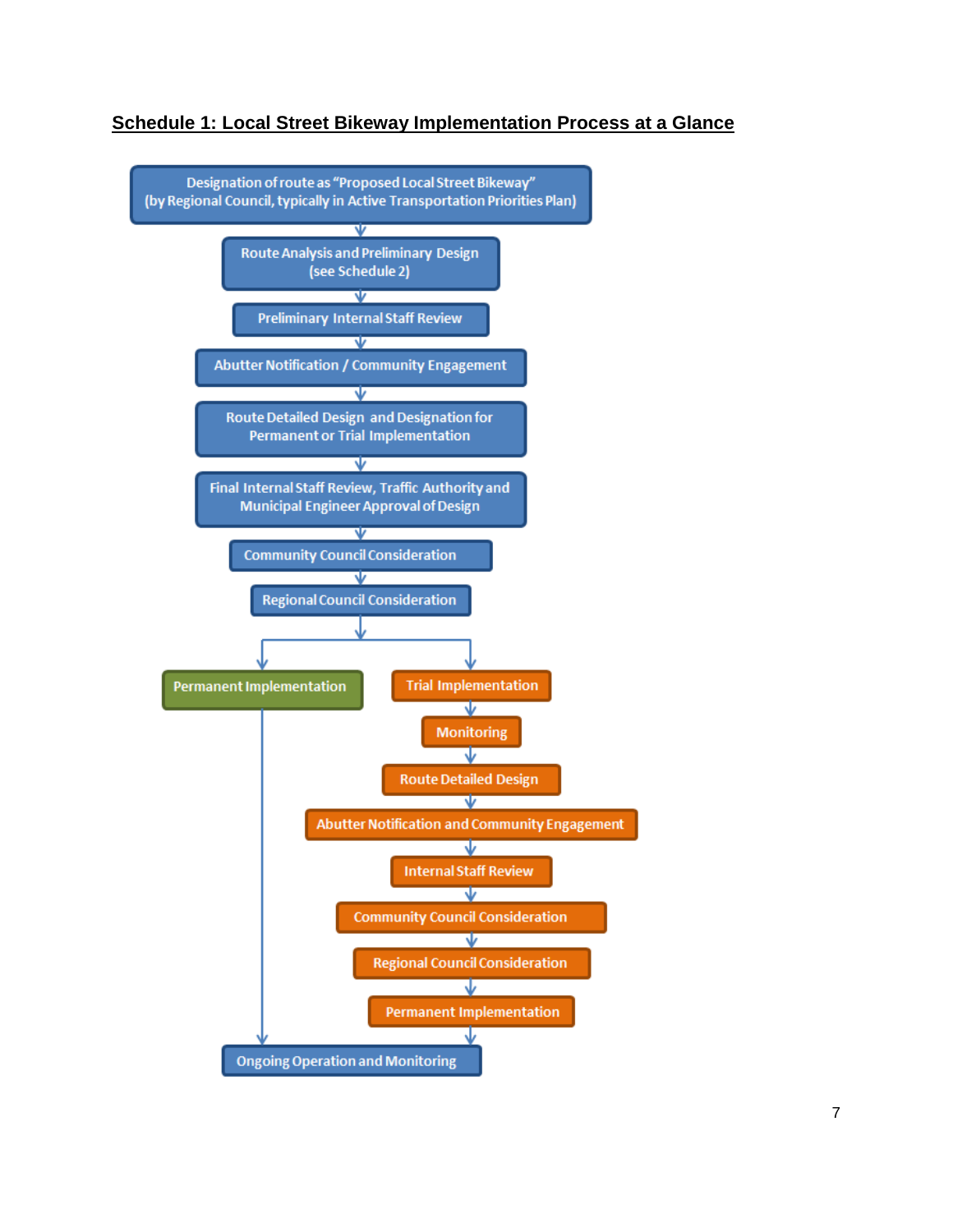## Schedule 1: Local Street Bikeway Implementation Process at a Glance

1. Designation of route as "Proposed Local Street Bikeway" (by Regional Council, typically in Active Transportation Priorities Plan)
2. Route Analysis and Preliminary Design (see Schedule 2)
3. Preliminary Internal Staff Review
4. Abutter Notification / Community Engagement
5. Route Detailed Design and Designation for Permanent or Trial Implementation
6. Final Internal Staff Review, Traffic Authority and Municipal Engineer Approval of Design
7. Community Council Consideration
8. Regional Council Consideration

**Permanent Implementation**

- Ongoing Operation and Monitoring

**Trial Implementation**

- Monitoring
- Route Detailed Design
- Abutter Notification and Community Engagement
- Internal Staff Review
- Community Council Consideration
- Regional Council Consideration
- Permanent Implementation
- Ongoing Operation and Monitoring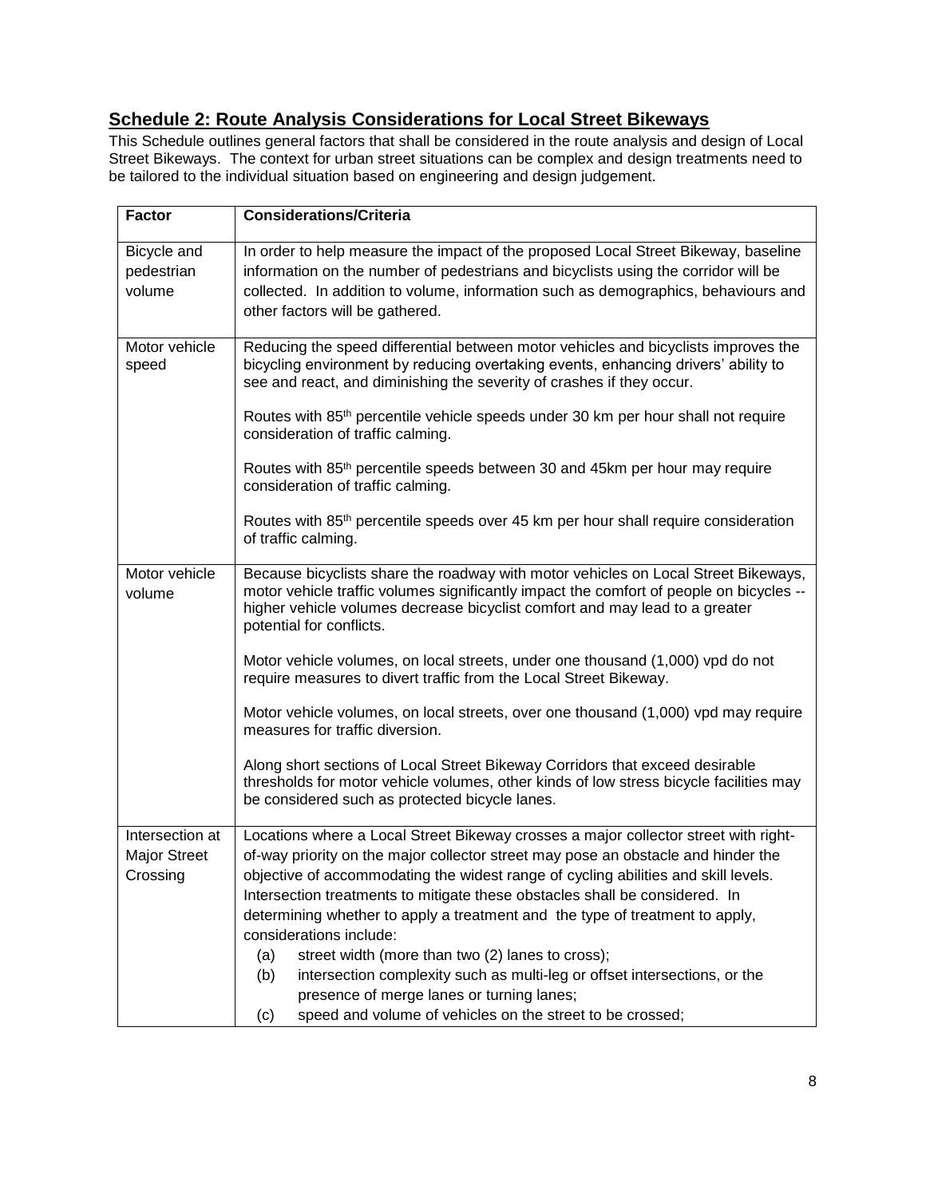## Schedule 2: Route Analysis Considerations for Local Street Bikeways

This Schedule outlines general factors that shall be considered in the route analysis and design of Local Street Bikeways. The context for urban street situations can be complex and design treatments need to be tailored to the individual situation based on engineering and design judgement.

| Factor | Considerations/Criteria |
|---|---|
| Bicycle and pedestrian volume | In order to help measure the impact of the proposed Local Street Bikeway, baseline information on the number of pedestrians and bicyclists using the corridor will be collected. In addition to volume, information such as demographics, behaviours and other factors will be gathered. |
| Motor vehicle speed | Reducing the speed differential between motor vehicles and bicyclists improves the bicycling environment by reducing overtaking events, enhancing drivers' ability to see and react, and diminishing the severity of crashes if they occur.<br><br>Routes with 85th percentile vehicle speeds under 30 km per hour shall not require consideration of traffic calming.<br><br>Routes with 85th percentile speeds between 30 and 45km per hour may require consideration of traffic calming.<br><br>Routes with 85th percentile speeds over 45 km per hour shall require consideration of traffic calming. |
| Motor vehicle volume | Because bicyclists share the roadway with motor vehicles on Local Street Bikeways, motor vehicle traffic volumes significantly impact the comfort of people on bicycles -- higher vehicle volumes decrease bicyclist comfort and may lead to a greater potential for conflicts.<br><br>Motor vehicle volumes, on local streets, under one thousand (1,000) vpd do not require measures to divert traffic from the Local Street Bikeway.<br><br>Motor vehicle volumes, on local streets, over one thousand (1,000) vpd may require measures for traffic diversion.<br><br>Along short sections of Local Street Bikeway Corridors that exceed desirable thresholds for motor vehicle volumes, other kinds of low stress bicycle facilities may be considered such as protected bicycle lanes. |
| Intersection at Major Street Crossing | Locations where a Local Street Bikeway crosses a major collector street with right-of-way priority on the major collector street may pose an obstacle and hinder the objective of accommodating the widest range of cycling abilities and skill levels. Intersection treatments to mitigate these obstacles shall be considered. In determining whether to apply a treatment and the type of treatment to apply, considerations include:<br>(a) street width (more than two (2) lanes to cross);<br>(b) intersection complexity such as multi-leg or offset intersections, or the presence of merge lanes or turning lanes;<br>(c) speed and volume of vehicles on the street to be crossed; |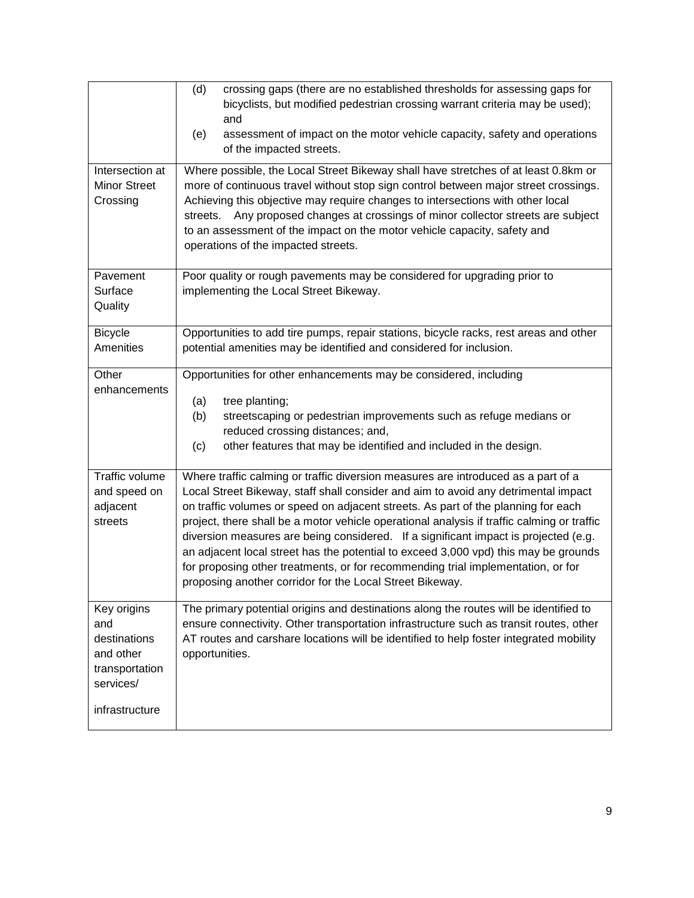| | |
|---|---|
| | (d) crossing gaps (there are no established thresholds for assessing gaps for bicyclists, but modified pedestrian crossing warrant criteria may be used); and<br>(e) assessment of impact on the motor vehicle capacity, safety and operations of the impacted streets. |
| Intersection at Minor Street Crossing | Where possible, the Local Street Bikeway shall have stretches of at least 0.8km or more of continuous travel without stop sign control between major street crossings. Achieving this objective may require changes to intersections with other local streets. Any proposed changes at crossings of minor collector streets are subject to an assessment of the impact on the motor vehicle capacity, safety and operations of the impacted streets. |
| Pavement Surface Quality | Poor quality or rough pavements may be considered for upgrading prior to implementing the Local Street Bikeway. |
| Bicycle Amenities | Opportunities to add tire pumps, repair stations, bicycle racks, rest areas and other potential amenities may be identified and considered for inclusion. |
| Other enhancements | Opportunities for other enhancements may be considered, including<br>(a) tree planting;<br>(b) streetscaping or pedestrian improvements such as refuge medians or reduced crossing distances; and,<br>(c) other features that may be identified and included in the design. |
| Traffic volume and speed on adjacent streets | Where traffic calming or traffic diversion measures are introduced as a part of a Local Street Bikeway, staff shall consider and aim to avoid any detrimental impact on traffic volumes or speed on adjacent streets. As part of the planning for each project, there shall be a motor vehicle operational analysis if traffic calming or traffic diversion measures are being considered. If a significant impact is projected (e.g. an adjacent local street has the potential to exceed 3,000 vpd) this may be grounds for proposing other treatments, or for recommending trial implementation, or for proposing another corridor for the Local Street Bikeway. |
| Key origins and destinations and other transportation services/ infrastructure | The primary potential origins and destinations along the routes will be identified to ensure connectivity. Other transportation infrastructure such as transit routes, other AT routes and carshare locations will be identified to help foster integrated mobility opportunities. |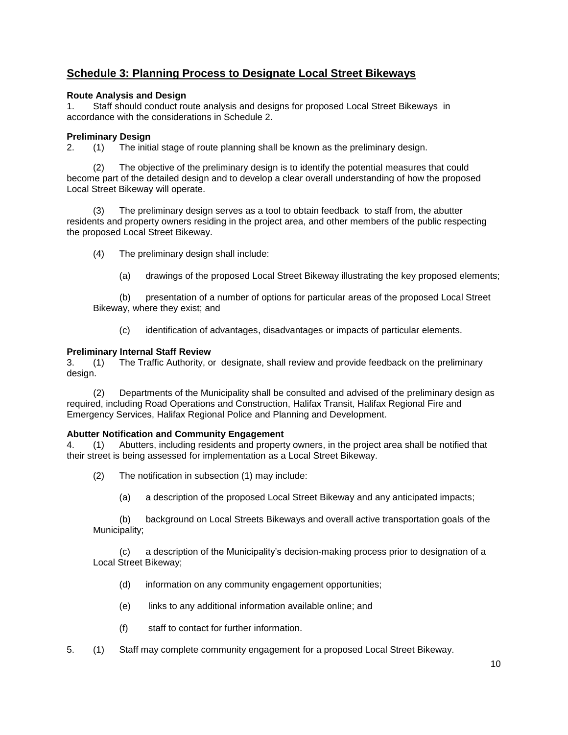## Schedule 3: Planning Process to Designate Local Street Bikeways

**Route Analysis and Design**

1. Staff should conduct route analysis and designs for proposed Local Street Bikeways in accordance with the considerations in Schedule 2.

**Preliminary Design**

2. (1) The initial stage of route planning shall be known as the preliminary design.

(2) The objective of the preliminary design is to identify the potential measures that could become part of the detailed design and to develop a clear overall understanding of how the proposed Local Street Bikeway will operate.

(3) The preliminary design serves as a tool to obtain feedback to staff from, the abutter residents and property owners residing in the project area, and other members of the public respecting the proposed Local Street Bikeway.

(4) The preliminary design shall include:

(a) drawings of the proposed Local Street Bikeway illustrating the key proposed elements;

(b) presentation of a number of options for particular areas of the proposed Local Street Bikeway, where they exist; and

(c) identification of advantages, disadvantages or impacts of particular elements.

**Preliminary Internal Staff Review**

3. (1) The Traffic Authority, or designate, shall review and provide feedback on the preliminary design.

(2) Departments of the Municipality shall be consulted and advised of the preliminary design as required, including Road Operations and Construction, Halifax Transit, Halifax Regional Fire and Emergency Services, Halifax Regional Police and Planning and Development.

**Abutter Notification and Community Engagement**

4. (1) Abutters, including residents and property owners, in the project area shall be notified that their street is being assessed for implementation as a Local Street Bikeway.

(2) The notification in subsection (1) may include:

(a) a description of the proposed Local Street Bikeway and any anticipated impacts;

(b) background on Local Streets Bikeways and overall active transportation goals of the Municipality;

(c) a description of the Municipality's decision-making process prior to designation of a Local Street Bikeway;

(d) information on any community engagement opportunities;

(e) links to any additional information available online; and

(f) staff to contact for further information.

5. (1) Staff may complete community engagement for a proposed Local Street Bikeway.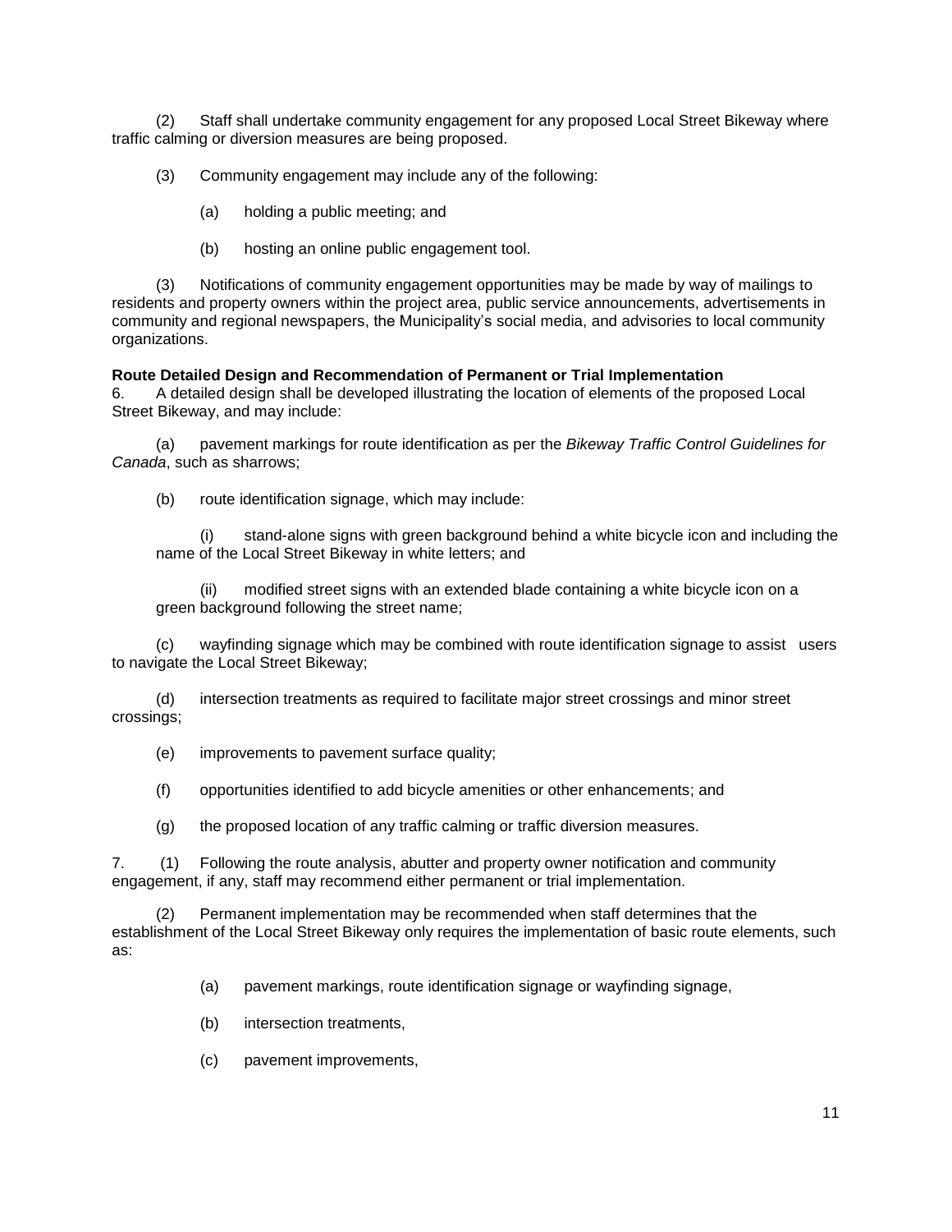(2) Staff shall undertake community engagement for any proposed Local Street Bikeway where traffic calming or diversion measures are being proposed.

(3) Community engagement may include any of the following:

(a) holding a public meeting; and

(b) hosting an online public engagement tool.

(3) Notifications of community engagement opportunities may be made by way of mailings to residents and property owners within the project area, public service announcements, advertisements in community and regional newspapers, the Municipality's social media, and advisories to local community organizations.

**Route Detailed Design and Recommendation of Permanent or Trial Implementation**

6. A detailed design shall be developed illustrating the location of elements of the proposed Local Street Bikeway, and may include:

(a) pavement markings for route identification as per the *Bikeway Traffic Control Guidelines for Canada*, such as sharrows;

(b) route identification signage, which may include:

(i) stand-alone signs with green background behind a white bicycle icon and including the name of the Local Street Bikeway in white letters; and

(ii) modified street signs with an extended blade containing a white bicycle icon on a green background following the street name;

(c) wayfinding signage which may be combined with route identification signage to assist users to navigate the Local Street Bikeway;

(d) intersection treatments as required to facilitate major street crossings and minor street crossings;

(e) improvements to pavement surface quality;

(f) opportunities identified to add bicycle amenities or other enhancements; and

(g) the proposed location of any traffic calming or traffic diversion measures.

7. (1) Following the route analysis, abutter and property owner notification and community engagement, if any, staff may recommend either permanent or trial implementation.

(2) Permanent implementation may be recommended when staff determines that the establishment of the Local Street Bikeway only requires the implementation of basic route elements, such as:

(a) pavement markings, route identification signage or wayfinding signage,

(b) intersection treatments,

(c) pavement improvements,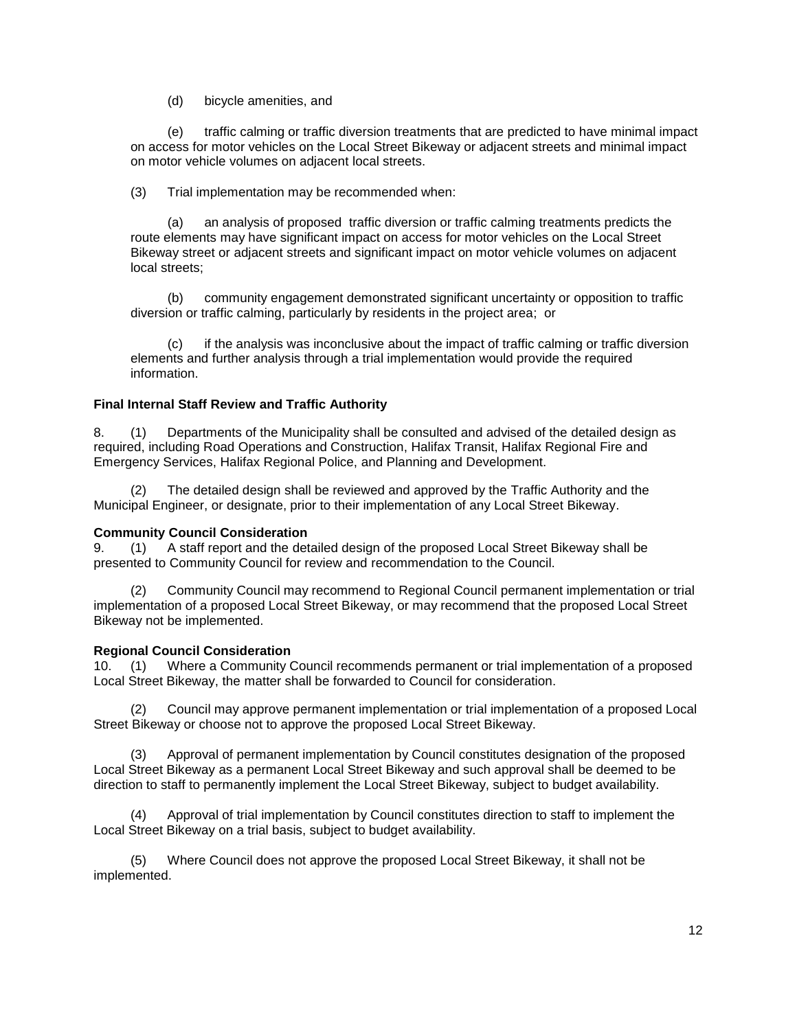(d) bicycle amenities, and

(e) traffic calming or traffic diversion treatments that are predicted to have minimal impact on access for motor vehicles on the Local Street Bikeway or adjacent streets and minimal impact on motor vehicle volumes on adjacent local streets.

(3) Trial implementation may be recommended when:

(a) an analysis of proposed traffic diversion or traffic calming treatments predicts the route elements may have significant impact on access for motor vehicles on the Local Street Bikeway street or adjacent streets and significant impact on motor vehicle volumes on adjacent local streets;

(b) community engagement demonstrated significant uncertainty or opposition to traffic diversion or traffic calming, particularly by residents in the project area; or

(c) if the analysis was inconclusive about the impact of traffic calming or traffic diversion elements and further analysis through a trial implementation would provide the required information.

**Final Internal Staff Review and Traffic Authority**

8. (1) Departments of the Municipality shall be consulted and advised of the detailed design as required, including Road Operations and Construction, Halifax Transit, Halifax Regional Fire and Emergency Services, Halifax Regional Police, and Planning and Development.

(2) The detailed design shall be reviewed and approved by the Traffic Authority and the Municipal Engineer, or designate, prior to their implementation of any Local Street Bikeway.

**Community Council Consideration**

9. (1) A staff report and the detailed design of the proposed Local Street Bikeway shall be presented to Community Council for review and recommendation to the Council.

(2) Community Council may recommend to Regional Council permanent implementation or trial implementation of a proposed Local Street Bikeway, or may recommend that the proposed Local Street Bikeway not be implemented.

**Regional Council Consideration**

10. (1) Where a Community Council recommends permanent or trial implementation of a proposed Local Street Bikeway, the matter shall be forwarded to Council for consideration.

(2) Council may approve permanent implementation or trial implementation of a proposed Local Street Bikeway or choose not to approve the proposed Local Street Bikeway.

(3) Approval of permanent implementation by Council constitutes designation of the proposed Local Street Bikeway as a permanent Local Street Bikeway and such approval shall be deemed to be direction to staff to permanently implement the Local Street Bikeway, subject to budget availability.

(4) Approval of trial implementation by Council constitutes direction to staff to implement the Local Street Bikeway on a trial basis, subject to budget availability.

(5) Where Council does not approve the proposed Local Street Bikeway, it shall not be implemented.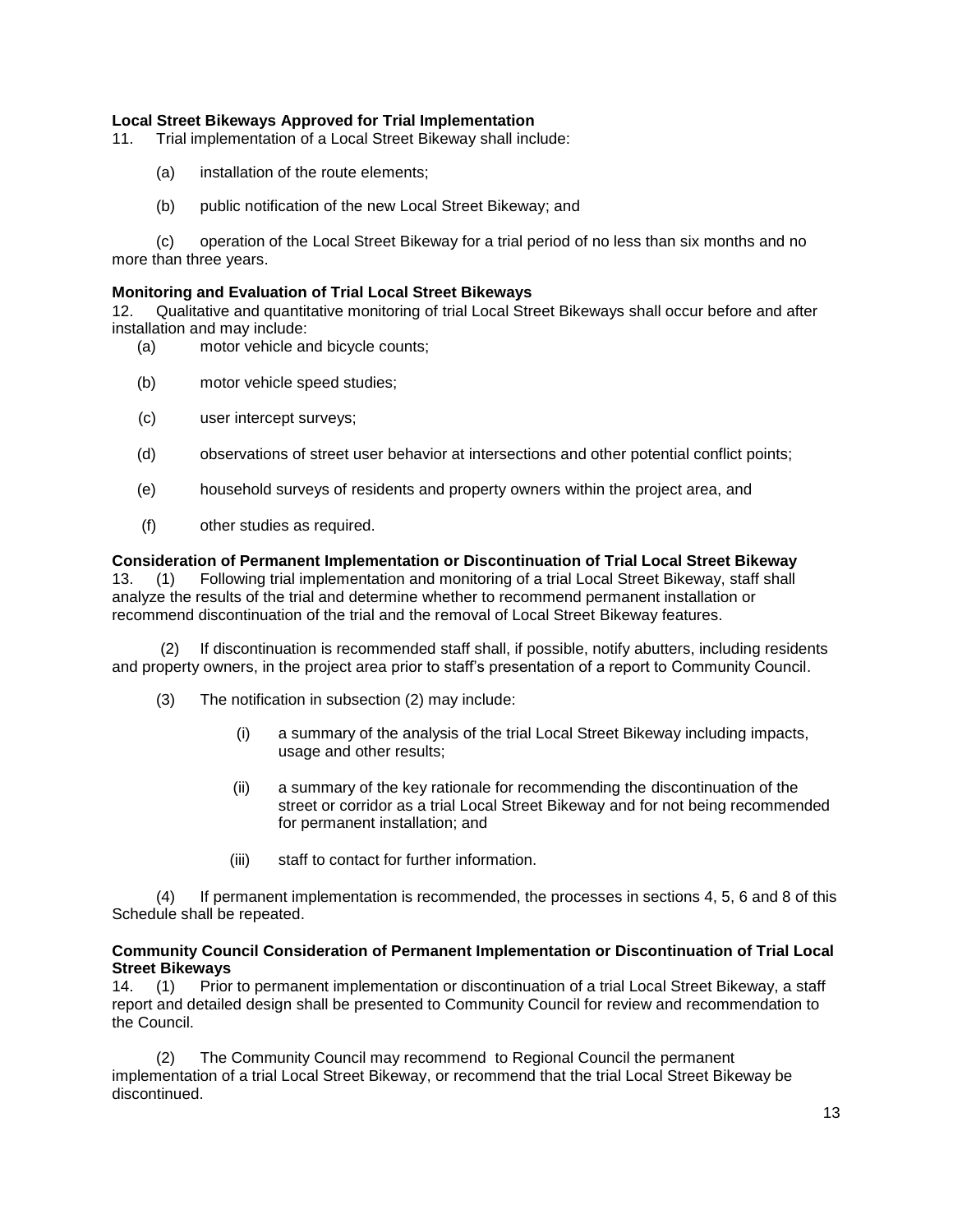**Local Street Bikeways Approved for Trial Implementation**

11. Trial implementation of a Local Street Bikeway shall include:

(a) installation of the route elements;

(b) public notification of the new Local Street Bikeway; and

(c) operation of the Local Street Bikeway for a trial period of no less than six months and no more than three years.

**Monitoring and Evaluation of Trial Local Street Bikeways**

12. Qualitative and quantitative monitoring of trial Local Street Bikeways shall occur before and after installation and may include:

(a) motor vehicle and bicycle counts;

(b) motor vehicle speed studies;

(c) user intercept surveys;

(d) observations of street user behavior at intersections and other potential conflict points;

(e) household surveys of residents and property owners within the project area, and

(f) other studies as required.

**Consideration of Permanent Implementation or Discontinuation of Trial Local Street Bikeway**

13. (1) Following trial implementation and monitoring of a trial Local Street Bikeway, staff shall analyze the results of the trial and determine whether to recommend permanent installation or recommend discontinuation of the trial and the removal of Local Street Bikeway features.

(2) If discontinuation is recommended staff shall, if possible, notify abutters, including residents and property owners, in the project area prior to staff's presentation of a report to Community Council.

(3) The notification in subsection (2) may include:

(i) a summary of the analysis of the trial Local Street Bikeway including impacts, usage and other results;

(ii) a summary of the key rationale for recommending the discontinuation of the street or corridor as a trial Local Street Bikeway and for not being recommended for permanent installation; and

(iii) staff to contact for further information.

(4) If permanent implementation is recommended, the processes in sections 4, 5, 6 and 8 of this Schedule shall be repeated.

**Community Council Consideration of Permanent Implementation or Discontinuation of Trial Local Street Bikeways**

14. (1) Prior to permanent implementation or discontinuation of a trial Local Street Bikeway, a staff report and detailed design shall be presented to Community Council for review and recommendation to the Council.

(2) The Community Council may recommend to Regional Council the permanent implementation of a trial Local Street Bikeway, or recommend that the trial Local Street Bikeway be discontinued.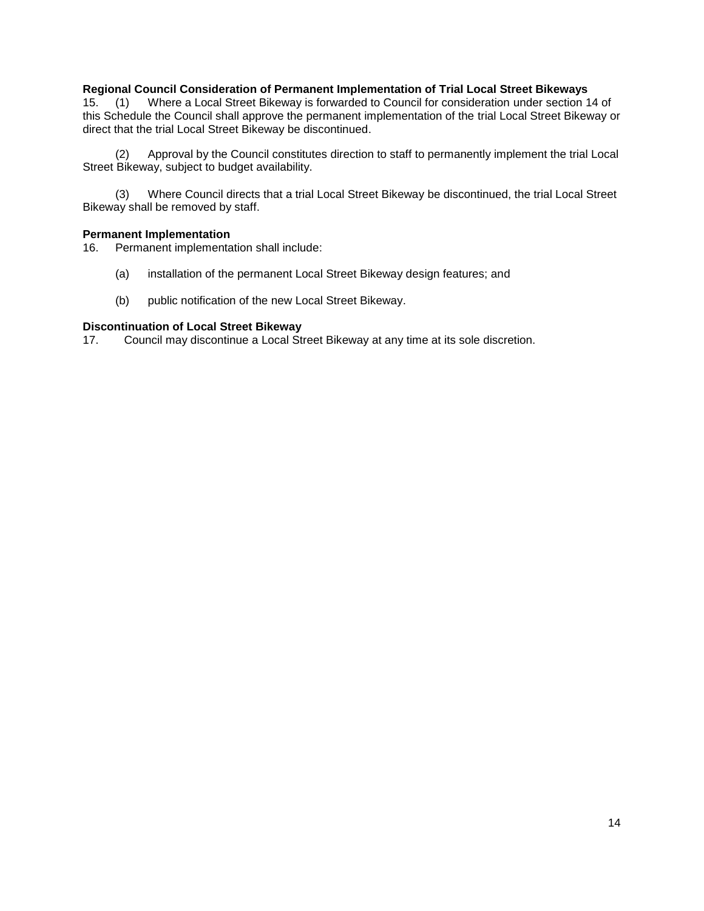**Regional Council Consideration of Permanent Implementation of Trial Local Street Bikeways**

15. (1) Where a Local Street Bikeway is forwarded to Council for consideration under section 14 of this Schedule the Council shall approve the permanent implementation of the trial Local Street Bikeway or direct that the trial Local Street Bikeway be discontinued.

(2) Approval by the Council constitutes direction to staff to permanently implement the trial Local Street Bikeway, subject to budget availability.

(3) Where Council directs that a trial Local Street Bikeway be discontinued, the trial Local Street Bikeway shall be removed by staff.

**Permanent Implementation**

16. Permanent implementation shall include:

(a) installation of the permanent Local Street Bikeway design features; and

(b) public notification of the new Local Street Bikeway.

**Discontinuation of Local Street Bikeway**

17. Council may discontinue a Local Street Bikeway at any time at its sole discretion.